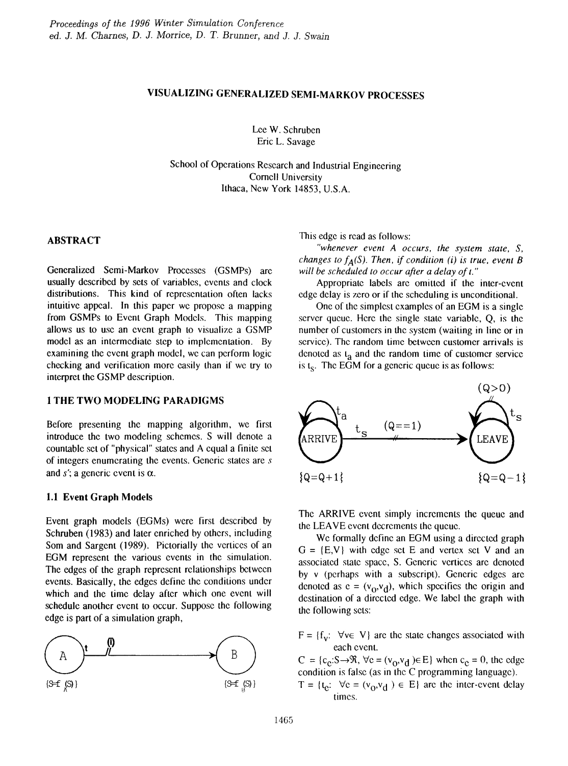# VISUALIZING GENERALIZED SEMI-MARKOV PROCESSES

Lee W. Schruben
Eric L. Savage

School of Operations Research and Industrial Engineering
Cornell University
Ithaca, New York 14853, U.S.A.

## ABSTRACT

Generalized Semi-Markov Processes (GSMPs) are usually described by sets of variables, events and clock distributions. This kind of representation often lacks intuitive appeal. In this paper we propose a mapping from GSMPs to Event Graph Models. This mapping allows us to use an event graph to visualize a GSMP model as an intermediate step to implementation. By examining the event graph model, we can perform logic checking and verification more easily than if we try to interpret the GSMP description.

## 1 THE TWO MODELING PARADIGMS

Before presenting the mapping algorithm, we first introduce the two modeling schemes. S will denote a countable set of "physical" states and A equal a finite set of integers enumerating the events. Generic states are $s$ and $s'$; a generic event is $\alpha$.

### 1.1 Event Graph Models

Event graph models (EGMs) were first described by Schruben (1983) and later enriched by others, including Som and Sargent (1989). Pictorially the vertices of an EGM represent the various events in the simulation. The edges of the graph represent relationships between events. Basically, the edges define the conditions under which and the time delay after which one event will schedule another event to occur. Suppose the following edge is part of a simulation graph,

A —t, (i)→ B, with state changes $\{S=f_A(S)\}$ at A and $\{S=f_B(S)\}$ at B.

This edge is read as follows:

*"whenever event A occurs, the system state, S, changes to $f_A(S)$. Then, if condition (i) is true, event B will be scheduled to occur after a delay of t."*

Appropriate labels are omitted if the inter-event edge delay is zero or if the scheduling is unconditional.

One of the simplest examples of an EGM is a single server queue. Here the single state variable, Q, is the number of customers in the system (waiting in line or in service). The random time between customer arrivals is denoted as $t_a$ and the random time of customer service is $t_s$. The EGM for a generic queue is as follows:

ARRIVE (self-loop $t_a$) —$t_s$, $(Q==1)$→ LEAVE (self-loop $t_s$, $(Q>0)$), with state changes $\{Q=Q+1\}$ at ARRIVE and $\{Q=Q-1\}$ at LEAVE.

The ARRIVE event simply increments the queue and the LEAVE event decrements the queue.

We formally define an EGM using a directed graph $G = \{E,V\}$ with edge set E and vertex set V and an associated state space, S. Generic vertices are denoted by v (perhaps with a subscript). Generic edges are denoted as $e = (v_o,v_d)$, which specifies the origin and destination of a directed edge. We label the graph with the following sets:

$F = \{f_v\text{: } \forall v \in V\}$ are the state changes associated with each event.

$C = \{c_e\text{:}S \rightarrow \Re,\ \forall e = (v_o,v_d) \in E\}$ when $c_e = 0$, the edge condition is false (as in the C programming language).

$T = \{t_e\text{: } \forall e = (v_o,v_d) \in E\}$ are the inter-event delay times.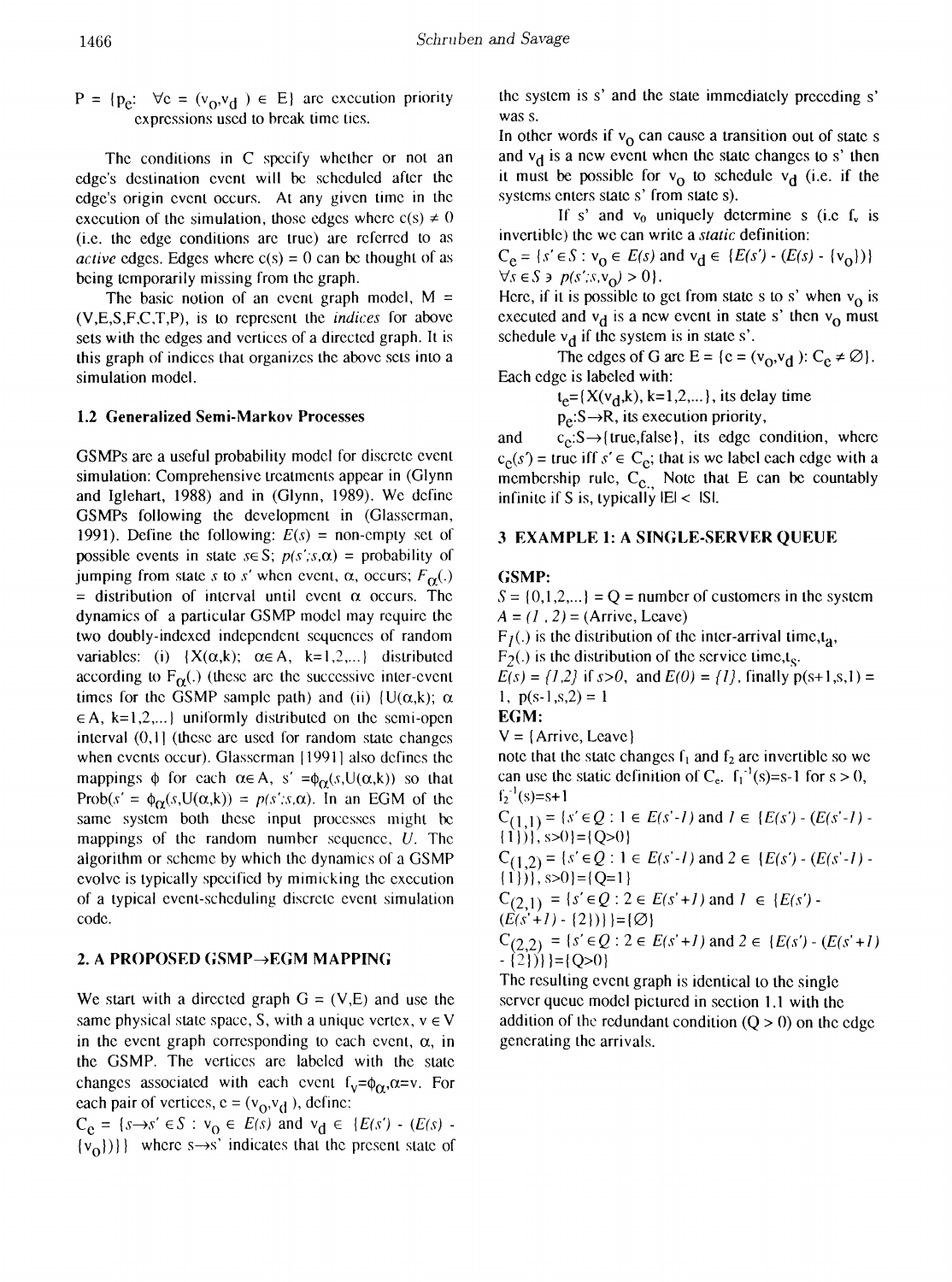$P = \{p_e: \ \forall e = (v_o, v_d) \in E\}$ are execution priority expressions used to break time ties.

The conditions in C specify whether or not an edge's destination event will be scheduled after the edge's origin event occurs. At any given time in the execution of the simulation, those edges where $c(s) \neq 0$ (i.e. the edge conditions are true) are referred to as *active* edges. Edges where $c(s) = 0$ can be thought of as being temporarily missing from the graph.

The basic notion of an event graph model, $M = (V,E,S,F,C,T,P)$, is to represent the *indices* for above sets with the edges and vertices of a directed graph. It is this graph of indices that organizes the above sets into a simulation model.

### 1.2 Generalized Semi-Markov Processes

GSMPs are a useful probability model for discrete event simulation: Comprehensive treatments appear in (Glynn and Iglehart, 1988) and in (Glynn, 1989). We define GSMPs following the development in (Glasserman, 1991). Define the following: $E(s)$ = non-empty set of possible events in state $s \in S$; $p(s';s,\alpha)$ = probability of jumping from state $s$ to $s'$ when event, $\alpha$, occurs; $F_\alpha(.)$ = distribution of interval until event $\alpha$ occurs. The dynamics of a particular GSMP model may require the two doubly-indexed independent sequences of random variables: (i) $\{X(\alpha,k);\ \alpha \in A,\ k=1,2,...\}$ distributed according to $F_\alpha(.)$ (these are the successive inter-event times for the GSMP sample path) and (ii) $\{U(\alpha,k);\ \alpha \in A,\ k=1,2,...\}$ uniformly distributed on the semi-open interval $(0,1]$ (these are used for random state changes when events occur). Glasserman [1991] also defines the mappings $\phi$ for each $\alpha \in A$, $s' = \phi_\alpha(s,U(\alpha,k))$ so that $\text{Prob}(s' = \phi_\alpha(s,U(\alpha,k)) = p(s';s,\alpha)$. In an EGM of the same system both these input processes might be mappings of the random number sequence, $U$. The algorithm or scheme by which the dynamics of a GSMP evolve is typically specified by mimicking the execution of a typical event-scheduling discrete event simulation code.

## 2. A PROPOSED GSMP→EGM MAPPING

We start with a directed graph $G = (V,E)$ and use the same physical state space, S, with a unique vertex, $v \in V$ in the event graph corresponding to each event, $\alpha$, in the GSMP. The vertices are labeled with the state changes associated with each event $f_v = \phi_\alpha, \alpha = v$. For each pair of vertices, $e = (v_o, v_d)$, define:

$C_e = \{s \rightarrow s' \in S : v_o \in E(s) \text{ and } v_d \in \{E(s') - (E(s) - \{v_o\})\}\}$ where $s \rightarrow s'$ indicates that the present state of the system is s' and the state immediately preceding s' was s.

In other words if $v_o$ can cause a transition out of state s and $v_d$ is a new event when the state changes to s' then it must be possible for $v_o$ to schedule $v_d$ (i.e. if the systems enters state s' from state s).

If s' and $v_o$ uniquely determine s (i.e $f_v$ is invertible) the we can write a *static* definition:

$C_e = \{s' \in S : v_o \in E(s) \text{ and } v_d \in \{E(s') - (E(s) - \{v_o\})\}$
$\forall s \in S \ni p(s';s,v_o) > 0\}$.

Here, if it is possible to get from state s to s' when $v_o$ is executed and $v_d$ is a new event in state s' then $v_o$ must schedule $v_d$ if the system is in state s'.

The edges of G are $E = \{e = (v_o, v_d): C_e \neq \varnothing\}$. Each edge is labeled with:

$t_e = \{X(v_d,k), k=1,2,...\}$, its delay time

$p_e: S \rightarrow R$, its execution priority,

and $c_e: S \rightarrow \{\text{true,false}\}$, its edge condition, where $c_e(s') = \text{true}$ iff $s' \in C_e$; that is we label each edge with a membership rule, $C_e$. Note that E can be countably infinite if S is, typically $|E| < |S|$.

## 3 EXAMPLE 1: A SINGLE-SERVER QUEUE

**GSMP:**

$S = \{0,1,2,...\} = Q$ = number of customers in the system

$A = (1, 2)$ = (Arrive, Leave)

$F_1(.)$ is the distribution of the inter-arrival time, $t_a$,

$F_2(.)$ is the distribution of the service time, $t_s$.

$E(s) = \{1,2\}$ if $s>0$, and $E(0) = \{1\}$, finally $p(s+1,s,1) = 1$, $p(s-1,s,2) = 1$

**EGM:**

$V = \{\text{Arrive, Leave}\}$

note that the state changes $f_1$ and $f_2$ are invertible so we can use the static definition of $C_e$. $f_1^{-1}(s)=s-1$ for $s > 0$, $f_2^{-1}(s)=s+1$

$C_{(1,1)} = \{s' \in Q : 1 \in E(s'-1) \text{ and } 1 \in \{E(s') - (E(s'-1) - \{1\})\}, s>0\} = \{Q>0\}$

$C_{(1,2)} = \{s' \in Q : 1 \in E(s'-1) \text{ and } 2 \in \{E(s') - (E(s'-1) - \{1\})\}, s>0\} = \{Q=1\}$

$C_{(2,1)} = \{s' \in Q : 2 \in E(s'+1) \text{ and } 1 \in \{E(s') - (E(s'+1) - \{2\})\}\} = \{\varnothing\}$

$C_{(2,2)} = \{s' \in Q : 2 \in E(s'+1) \text{ and } 2 \in \{E(s') - (E(s'+1) - \{2\})\}\} = \{Q>0\}$

The resulting event graph is identical to the single server queue model pictured in section 1.1 with the addition of the redundant condition $(Q > 0)$ on the edge generating the arrivals.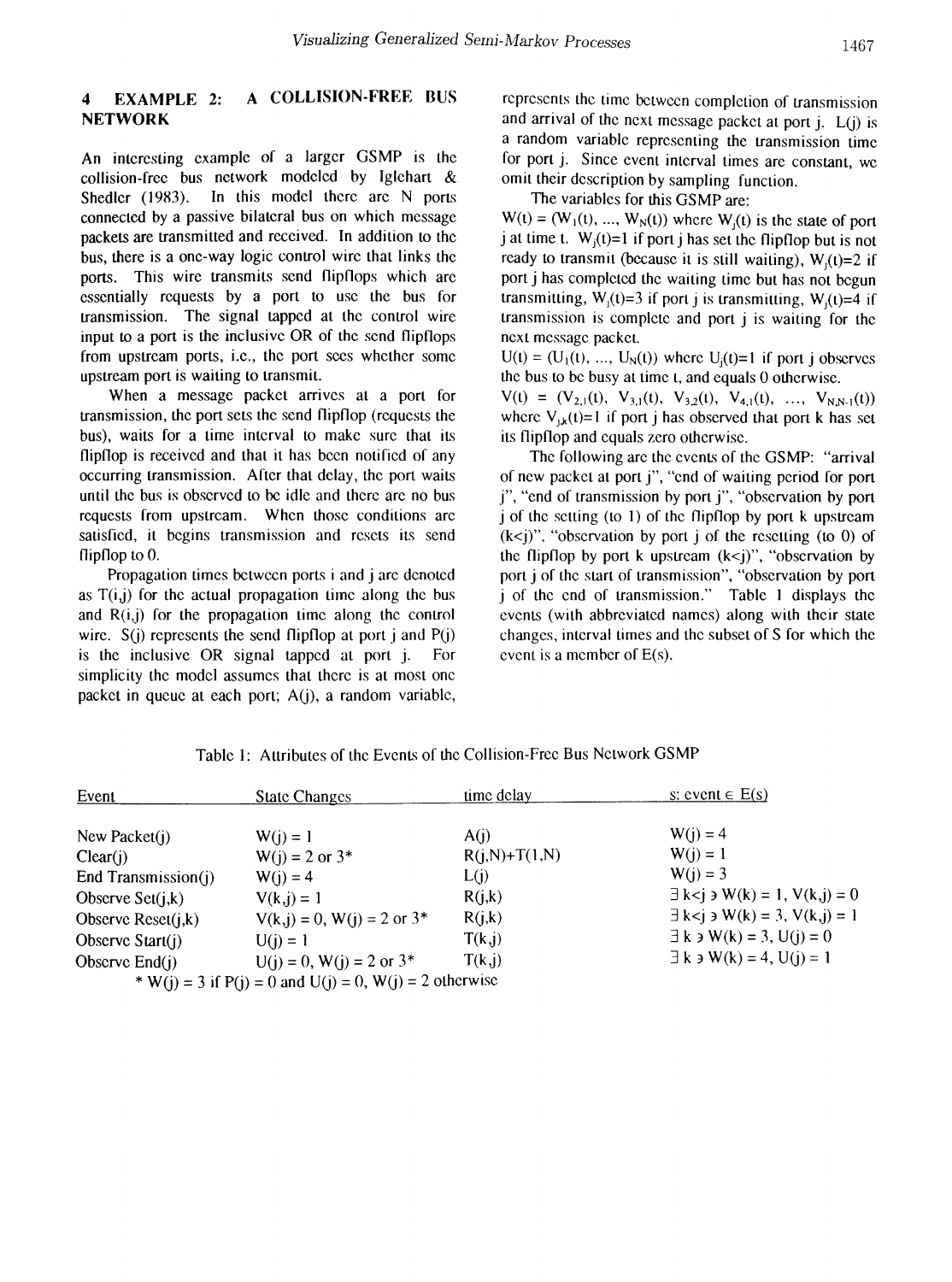## 4 EXAMPLE 2: A COLLISION-FREE BUS NETWORK

An interesting example of a larger GSMP is the collision-free bus network modeled by Iglehart & Shedler (1983). In this model there are N ports connected by a passive bilateral bus on which message packets are transmitted and received. In addition to the bus, there is a one-way logic control wire that links the ports. This wire transmits send flipflops which are essentially requests by a port to use the bus for transmission. The signal tapped at the control wire input to a port is the inclusive OR of the send flipflops from upstream ports, i.e., the port sees whether some upstream port is waiting to transmit.

When a message packet arrives at a port for transmission, the port sets the send flipflop (requests the bus), waits for a time interval to make sure that its flipflop is received and that it has been notified of any occurring transmission. After that delay, the port waits until the bus is observed to be idle and there are no bus requests from upstream. When those conditions are satisfied, it begins transmission and resets its send flipflop to 0.

Propagation times between ports i and j are denoted as T(i,j) for the actual propagation time along the bus and R(i,j) for the propagation time along the control wire. S(j) represents the send flipflop at port j and P(j) is the inclusive OR signal tapped at port j. For simplicity the model assumes that there is at most one packet in queue at each port; A(j), a random variable, represents the time between completion of transmission and arrival of the next message packet at port j. L(j) is a random variable representing the transmission time for port j. Since event interval times are constant, we omit their description by sampling function.

The variables for this GSMP are:

$W(t) = (W_1(t), ..., W_N(t))$ where $W_j(t)$ is the state of port j at time t. $W_j(t)=1$ if port j has set the flipflop but is not ready to transmit (because it is still waiting), $W_j(t)=2$ if port j has completed the waiting time but has not begun transmitting, $W_j(t)=3$ if port j is transmitting, $W_j(t)=4$ if transmission is complete and port j is waiting for the next message packet.

$U(t) = (U_1(t), ..., U_N(t))$ where $U_j(t)=1$ if port j observes the bus to be busy at time t, and equals 0 otherwise.

$V(t) = (V_{2,1}(t), V_{3,1}(t), V_{3,2}(t), V_{4,1}(t), ..., V_{N,N-1}(t))$ where $V_{j,k}(t)=1$ if port j has observed that port k has set its flipflop and equals zero otherwise.

The following are the events of the GSMP: "arrival of new packet at port j", "end of waiting period for port j", "end of transmission by port j", "observation by port j of the setting (to 1) of the flipflop by port k upstream (k<j)", "observation by port j of the resetting (to 0) of the flipflop by port k upstream (k<j)", "observation by port j of the start of transmission", "observation by port j of the end of transmission." Table 1 displays the events (with abbreviated names) along with their state changes, interval times and the subset of S for which the event is a member of E(s).

Table 1: Attributes of the Events of the Collision-Free Bus Network GSMP

| Event | State Changes | time delay | s: event $\in$ E(s) |
|---|---|---|---|
| New Packet(j) | W(j) = 1 | A(j) | W(j) = 4 |
| Clear(j) | W(j) = 2 or 3* | R(j,N)+T(1,N) | W(j) = 1 |
| End Transmission(j) | W(j) = 4 | L(j) | W(j) = 3 |
| Observe Set(j,k) | V(k,j) = 1 | R(j,k) | $\exists$ k<j $\ni$ W(k) = 1, V(k,j) = 0 |
| Observe Reset(j,k) | V(k,j) = 0, W(j) = 2 or 3* | R(j,k) | $\exists$ k<j $\ni$ W(k) = 3, V(k,j) = 1 |
| Observe Start(j) | U(j) = 1 | T(k,j) | $\exists$ k $\ni$ W(k) = 3, U(j) = 0 |
| Observe End(j) | U(j) = 0, W(j) = 2 or 3* | T(k,j) | $\exists$ k $\ni$ W(k) = 4, U(j) = 1 |

\* W(j) = 3 if P(j) = 0 and U(j) = 0, W(j) = 2 otherwise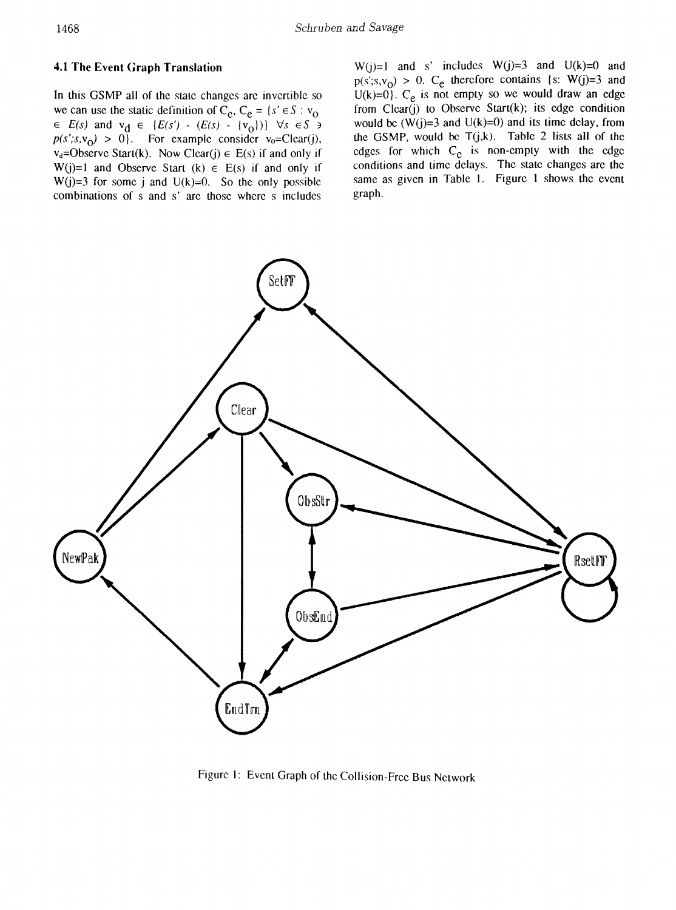### 4.1 The Event Graph Translation

In this GSMP all of the state changes are invertible so we can use the static definition of $C_e$, $C_e = \{s' \in S : v_0 \in E(s)$ and $v_d \in \{E(s') - (E(s) - \{v_0\})\}$ $\forall s \in S \ni p(s';s,v_0) > 0\}$. For example consider $v_0$=Clear(j), $v_d$=Observe Start(k). Now Clear(j) $\in$ E(s) if and only if W(j)=1 and Observe Start (k) $\in$ E(s) if and only if W(j)=3 for some j and U(k)=0. So the only possible combinations of s and s' are those where s includes W(j)=1 and s' includes W(j)=3 and U(k)=0 and $p(s';s,v_0) > 0$. $C_e$ therefore contains {s: W(j)=3 and U(k)=0}. $C_e$ is not empty so we would draw an edge from Clear(j) to Observe Start(k); its edge condition would be (W(j)=3 and U(k)=0) and its time delay, from the GSMP, would be T(j,k). Table 2 lists all of the edges for which $C_c$ is non-empty with the edge conditions and time delays. The state changes are the same as given in Table 1. Figure 1 shows the event graph.

Figure 1: Event Graph of the Collision-Free Bus Network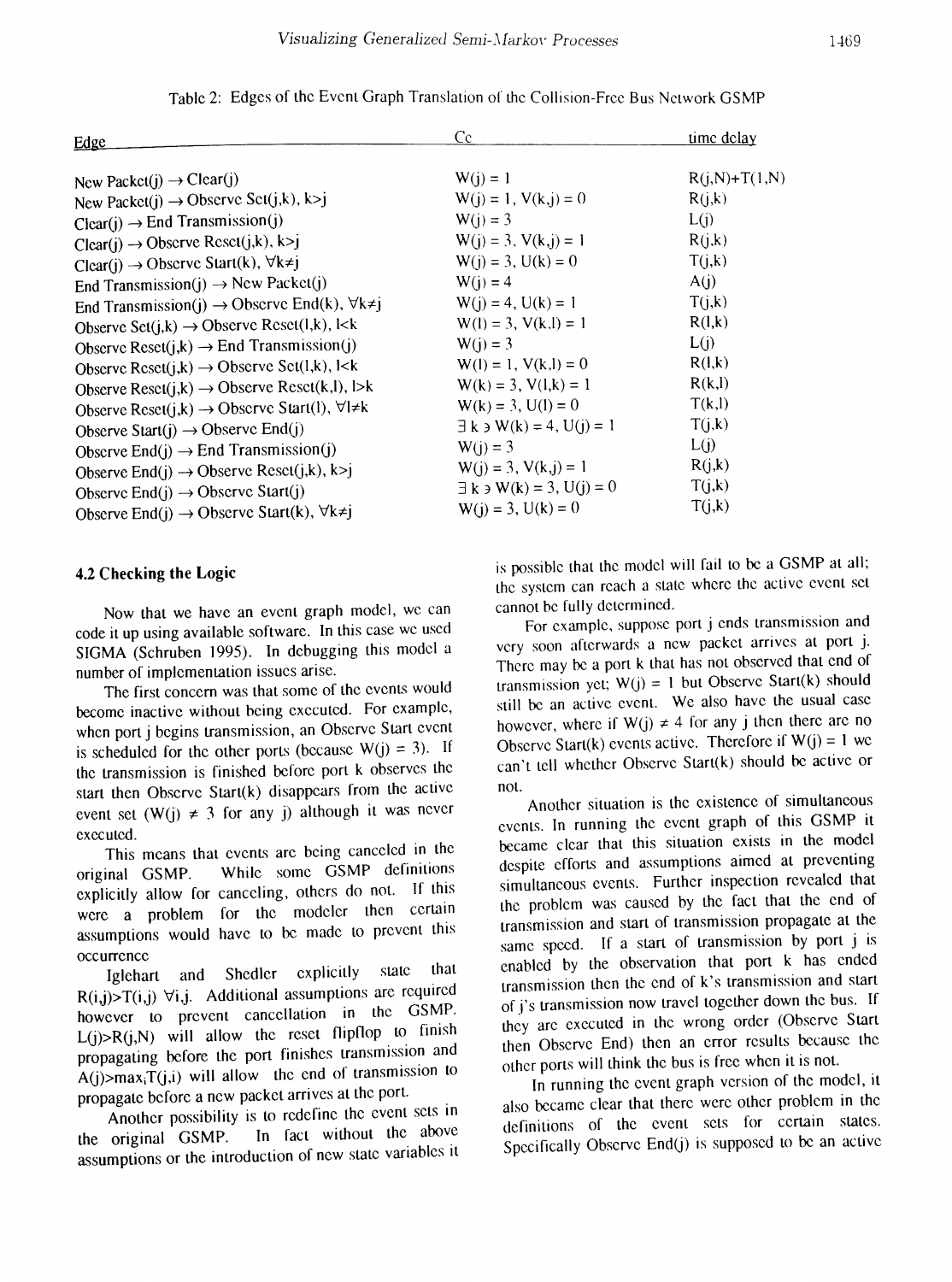Table 2: Edges of the Event Graph Translation of the Collision-Free Bus Network GSMP

| Edge | Cc | time delay |
|---|---|---|
| New Packet(j) → Clear(j) | W(j) = 1 | R(j,N)+T(1,N) |
| New Packet(j) → Observe Set(j,k), k>j | W(j) = 1, V(k,j) = 0 | R(j,k) |
| Clear(j) → End Transmission(j) | W(j) = 3 | L(j) |
| Clear(j) → Observe Reset(j,k), k>j | W(j) = 3, V(k,j) = 1 | R(j,k) |
| Clear(j) → Observe Start(k), ∀k≠j | W(j) = 3, U(k) = 0 | T(j,k) |
| End Transmission(j) → New Packet(j) | W(j) = 4 | A(j) |
| End Transmission(j) → Observe End(k), ∀k≠j | W(j) = 4, U(k) = 1 | T(j,k) |
| Observe Set(j,k) → Observe Reset(l,k), l<k | W(l) = 3, V(k,l) = 1 | R(l,k) |
| Observe Reset(j,k) → End Transmission(j) | W(j) = 3 | L(j) |
| Observe Reset(j,k) → Observe Set(l,k), l<k | W(l) = 1, V(k,l) = 0 | R(l,k) |
| Observe Reset(j,k) → Observe Reset(k,l), l>k | W(k) = 3, V(l,k) = 1 | R(k,l) |
| Observe Reset(j,k) → Observe Start(l), ∀l≠k | W(k) = 3, U(l) = 0 | T(k,l) |
| Observe Start(j) → Observe End(j) | ∃ k ∋ W(k) = 4, U(j) = 1 | T(j,k) |
| Observe End(j) → End Transmission(j) | W(j) = 3 | L(j) |
| Observe End(j) → Observe Reset(j,k), k>j | W(j) = 3, V(k,j) = 1 | R(j,k) |
| Observe End(j) → Observe Start(j) | ∃ k ∋ W(k) = 3, U(j) = 0 | T(j,k) |
| Observe End(j) → Observe Start(k), ∀k≠j | W(j) = 3, U(k) = 0 | T(j,k) |

## 4.2 Checking the Logic

Now that we have an event graph model, we can code it up using available software. In this case we used SIGMA (Schruben 1995). In debugging this model a number of implementation issues arise.

The first concern was that some of the events would become inactive without being executed. For example, when port j begins transmission, an Observe Start event is scheduled for the other ports (because W(j) = 3). If the transmission is finished before port k observes the start then Observe Start(k) disappears from the active event set (W(j) ≠ 3 for any j) although it was never executed.

This means that events are being canceled in the original GSMP. While some GSMP definitions explicitly allow for canceling, others do not. If this were a problem for the modeler then certain assumptions would have to be made to prevent this occurrence

Iglehart and Shedler explicitly state that R(i,j)>T(i,j) ∀i,j. Additional assumptions are required however to prevent cancellation in the GSMP. L(j)>R(j,N) will allow the reset flipflop to finish propagating before the port finishes transmission and $A(j)>\max_i T(j,i)$ will allow the end of transmission to propagate before a new packet arrives at the port.

Another possibility is to redefine the event sets in the original GSMP. In fact without the above assumptions or the introduction of new state variables it is possible that the model will fail to be a GSMP at all; the system can reach a state where the active event set cannot be fully determined.

For example, suppose port j ends transmission and very soon afterwards a new packet arrives at port j. There may be a port k that has not observed that end of transmission yet; W(j) = 1 but Observe Start(k) should still be an active event. We also have the usual case however, where if W(j) ≠ 4 for any j then there are no Observe Start(k) events active. Therefore if W(j) = 1 we can't tell whether Observe Start(k) should be active or not.

Another situation is the existence of simultaneous events. In running the event graph of this GSMP it became clear that this situation exists in the model despite efforts and assumptions aimed at preventing simultaneous events. Further inspection revealed that the problem was caused by the fact that the end of transmission and start of transmission propagate at the same speed. If a start of transmission by port j is enabled by the observation that port k has ended transmission then the end of k's transmission and start of j's transmission now travel together down the bus. If they are executed in the wrong order (Observe Start then Observe End) then an error results because the other ports will think the bus is free when it is not.

In running the event graph version of the model, it also became clear that there were other problem in the definitions of the event sets for certain states. Specifically Observe End(j) is supposed to be an active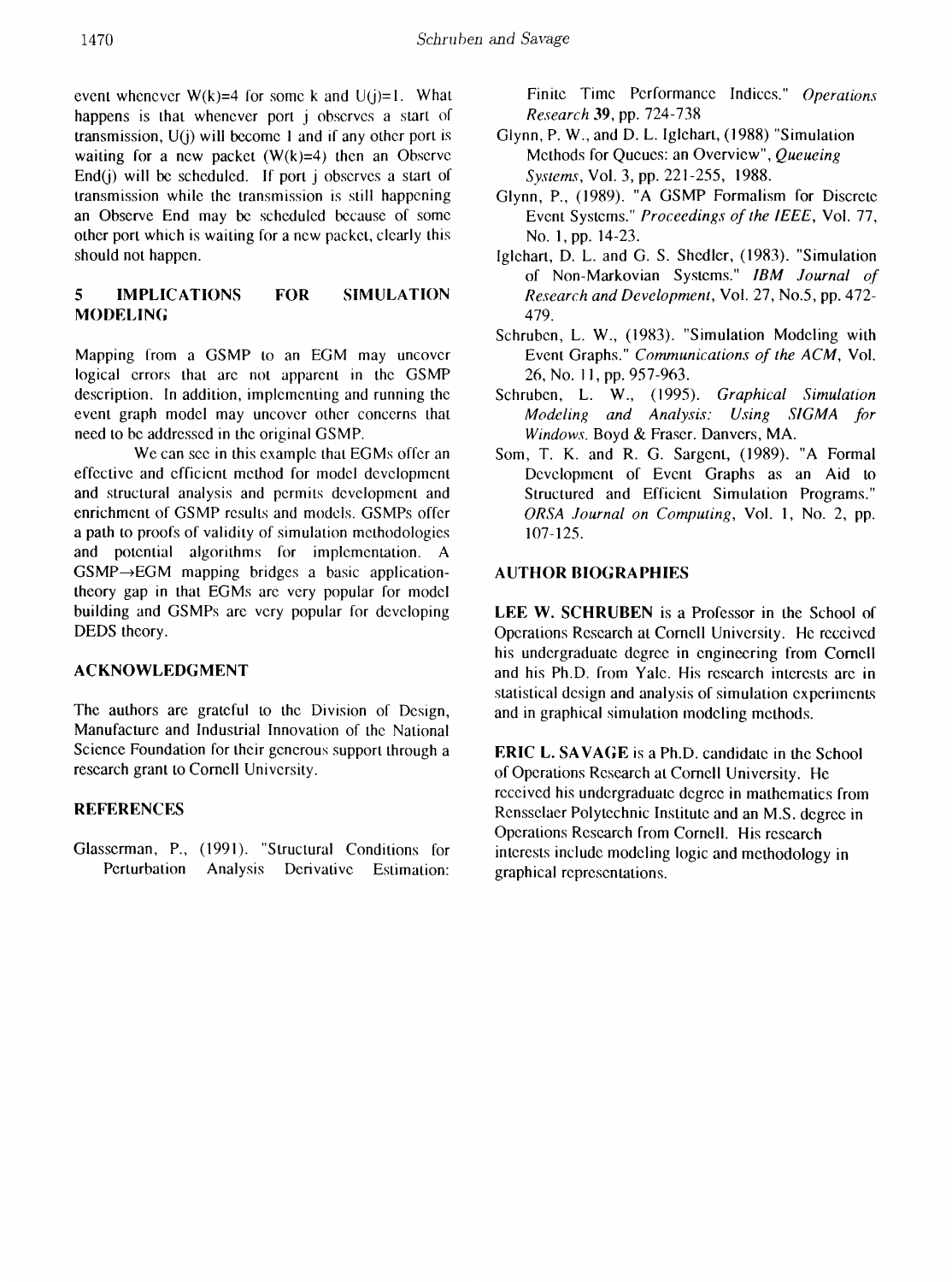event whenever $W(k)=4$ for some k and $U(j)=1$. What happens is that whenever port j observes a start of transmission, $U(j)$ will become 1 and if any other port is waiting for a new packet ($W(k)=4$) then an Observe End(j) will be scheduled. If port j observes a start of transmission while the transmission is still happening an Observe End may be scheduled because of some other port which is waiting for a new packet, clearly this should not happen.

## 5 IMPLICATIONS FOR SIMULATION MODELING

Mapping from a GSMP to an EGM may uncover logical errors that are not apparent in the GSMP description. In addition, implementing and running the event graph model may uncover other concerns that need to be addressed in the original GSMP.

We can see in this example that EGMs offer an effective and efficient method for model development and structural analysis and permits development and enrichment of GSMP results and models. GSMPs offer a path to proofs of validity of simulation methodologies and potential algorithms for implementation. A GSMP→EGM mapping bridges a basic application-theory gap in that EGMs are very popular for model building and GSMPs are very popular for developing DEDS theory.

## ACKNOWLEDGMENT

The authors are grateful to the Division of Design, Manufacture and Industrial Innovation of the National Science Foundation for their generous support through a research grant to Cornell University.

## REFERENCES

Glasserman, P., (1991). "Structural Conditions for Perturbation Analysis Derivative Estimation: Finite Time Performance Indices." *Operations Research* **39**, pp. 724-738

Glynn, P. W., and D. L. Iglehart, (1988) "Simulation Methods for Queues: an Overview", *Queueing Systems*, Vol. 3, pp. 221-255, 1988.

Glynn, P., (1989). "A GSMP Formalism for Discrete Event Systems." *Proceedings of the IEEE*, Vol. 77, No. 1, pp. 14-23.

Iglehart, D. L. and G. S. Shedler, (1983). "Simulation of Non-Markovian Systems." *IBM Journal of Research and Development*, Vol. 27, No.5, pp. 472-479.

Schruben, L. W., (1983). "Simulation Modeling with Event Graphs." *Communications of the ACM*, Vol. 26, No. 11, pp. 957-963.

Schruben, L. W., (1995). *Graphical Simulation Modeling and Analysis: Using SIGMA for Windows*. Boyd & Fraser. Danvers, MA.

Som, T. K. and R. G. Sargent, (1989). "A Formal Development of Event Graphs as an Aid to Structured and Efficient Simulation Programs." *ORSA Journal on Computing*, Vol. 1, No. 2, pp. 107-125.

## AUTHOR BIOGRAPHIES

**LEE W. SCHRUBEN** is a Professor in the School of Operations Research at Cornell University. He received his undergraduate degree in engineering from Cornell and his Ph.D. from Yale. His research interests are in statistical design and analysis of simulation experiments and in graphical simulation modeling methods.

**ERIC L. SAVAGE** is a Ph.D. candidate in the School of Operations Research at Cornell University. He received his undergraduate degree in mathematics from Rensselaer Polytechnic Institute and an M.S. degree in Operations Research from Cornell. His research interests include modeling logic and methodology in graphical representations.